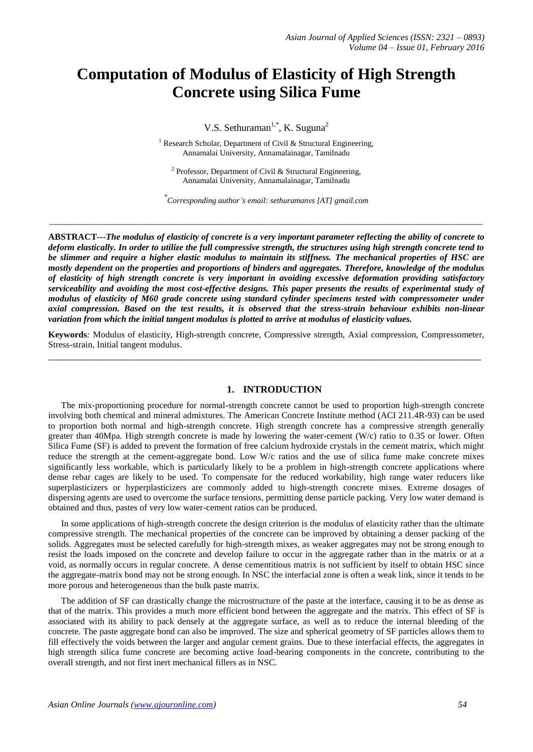# Computation of Modulus of Elasticity of High Strength Concrete using Silica Fume

V.S. Sethuraman[1,*], K. Suguna[2]

[1] Research Scholar, Department of Civil & Structural Engineering, Annamalai University, Annamalainagar, Tamilnadu

[2] Professor, Department of Civil & Structural Engineering, Annamalai University, Annamalainagar, Tamilnadu

*Corresponding author's email: sethuramanvs [AT] gmail.com

---

**ABSTRACT---*The modulus of elasticity of concrete is a very important parameter reflecting the ability of concrete to deform elastically. In order to utilize the full compressive strength, the structures using high strength concrete tend to be slimmer and require a higher elastic modulus to maintain its stiffness. The mechanical properties of HSC are mostly dependent on the properties and proportions of binders and aggregates. Therefore, knowledge of the modulus of elasticity of high strength concrete is very important in avoiding excessive deformation providing satisfactory serviceability and avoiding the most cost-effective designs. This paper presents the results of experimental study of modulus of elasticity of M60 grade concrete using standard cylinder specimens tested with compressometer under axial compression. Based on the test results, it is observed that the stress-strain behaviour exhibits non-linear variation from which the initial tangent modulus is plotted to arrive at modulus of elasticity values.***

**Keywords***:* Modulus of elasticity, High-strength concrete, Compressive strength, Axial compression, Compressometer, Stress-strain, Initial tangent modulus.

---

## 1. INTRODUCTION

The mix-proportioning procedure for normal-strength concrete cannot be used to proportion high-strength concrete involving both chemical and mineral admixtures. The American Concrete Institute method (ACI 211.4R-93) can be used to proportion both normal and high-strength concrete. High strength concrete has a compressive strength generally greater than 40Mpa. High strength concrete is made by lowering the water-cement (W/c) ratio to 0.35 or lower. Often Silica Fume (SF) is added to prevent the formation of free calcium hydroxide crystals in the cement matrix, which might reduce the strength at the cement-aggregate bond. Low W/c ratios and the use of silica fume make concrete mixes significantly less workable, which is particularly likely to be a problem in high-strength concrete applications where dense rebar cages are likely to be used. To compensate for the reduced workability, high range water reducers like superplasticizers or hyperplasticizers are commonly added to high-strength concrete mixes. Extreme dosages of dispersing agents are used to overcome the surface tensions, permitting dense particle packing. Very low water demand is obtained and thus, pastes of very low water-cement ratios can be produced.

In some applications of high-strength concrete the design criterion is the modulus of elasticity rather than the ultimate compressive strength. The mechanical properties of the concrete can be improved by obtaining a denser packing of the solids. Aggregates must be selected carefully for high-strength mixes, as weaker aggregates may not be strong enough to resist the loads imposed on the concrete and develop failure to occur in the aggregate rather than in the matrix or at a void, as normally occurs in regular concrete. A dense cementitious matrix is not sufficient by itself to obtain HSC since the aggregate-matrix bond may not be strong enough. In NSC the interfacial zone is often a weak link, since it tends to be more porous and heterogeneous than the bulk paste matrix.

The addition of SF can drastically change the microstructure of the paste at the interface, causing it to be as dense as that of the matrix. This provides a much more efficient bond between the aggregate and the matrix. This effect of SF is associated with its ability to pack densely at the aggregate surface, as well as to reduce the internal bleeding of the concrete. The paste aggregate bond can also be improved. The size and spherical geometry of SF particles allows them to fill effectively the voids between the larger and angular cement grains. Due to these interfacial effects, the aggregates in high strength silica fume concrete are becoming active load-bearing components in the concrete, contributing to the overall strength, and not first inert mechanical fillers as in NSC.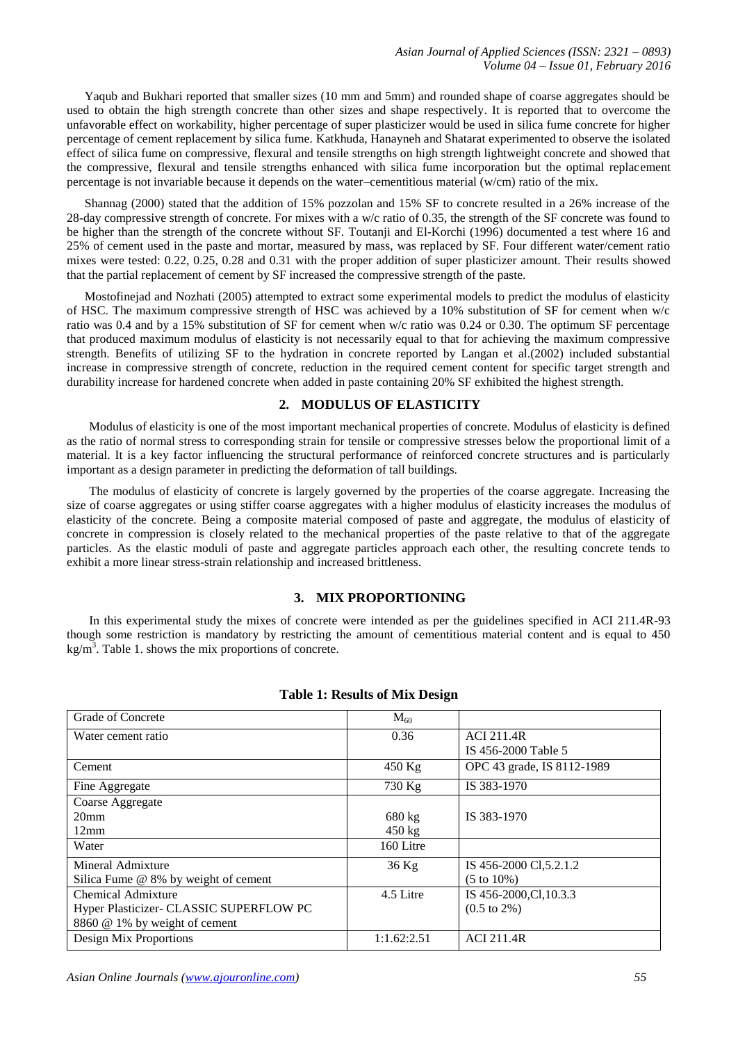Yaqub and Bukhari reported that smaller sizes (10 mm and 5mm) and rounded shape of coarse aggregates should be used to obtain the high strength concrete than other sizes and shape respectively. It is reported that to overcome the unfavorable effect on workability, higher percentage of super plasticizer would be used in silica fume concrete for higher percentage of cement replacement by silica fume. Katkhuda, Hanayneh and Shatarat experimented to observe the isolated effect of silica fume on compressive, flexural and tensile strengths on high strength lightweight concrete and showed that the compressive, flexural and tensile strengths enhanced with silica fume incorporation but the optimal replacement percentage is not invariable because it depends on the water–cementitious material (w/cm) ratio of the mix.

Shannag (2000) stated that the addition of 15% pozzolan and 15% SF to concrete resulted in a 26% increase of the 28-day compressive strength of concrete. For mixes with a w/c ratio of 0.35, the strength of the SF concrete was found to be higher than the strength of the concrete without SF. Toutanji and El-Korchi (1996) documented a test where 16 and 25% of cement used in the paste and mortar, measured by mass, was replaced by SF. Four different water/cement ratio mixes were tested: 0.22, 0.25, 0.28 and 0.31 with the proper addition of super plasticizer amount. Their results showed that the partial replacement of cement by SF increased the compressive strength of the paste.

Mostofinejad and Nozhati (2005) attempted to extract some experimental models to predict the modulus of elasticity of HSC. The maximum compressive strength of HSC was achieved by a 10% substitution of SF for cement when w/c ratio was 0.4 and by a 15% substitution of SF for cement when w/c ratio was 0.24 or 0.30. The optimum SF percentage that produced maximum modulus of elasticity is not necessarily equal to that for achieving the maximum compressive strength. Benefits of utilizing SF to the hydration in concrete reported by Langan et al.(2002) included substantial increase in compressive strength of concrete, reduction in the required cement content for specific target strength and durability increase for hardened concrete when added in paste containing 20% SF exhibited the highest strength.

## 2. MODULUS OF ELASTICITY

Modulus of elasticity is one of the most important mechanical properties of concrete. Modulus of elasticity is defined as the ratio of normal stress to corresponding strain for tensile or compressive stresses below the proportional limit of a material. It is a key factor influencing the structural performance of reinforced concrete structures and is particularly important as a design parameter in predicting the deformation of tall buildings.

The modulus of elasticity of concrete is largely governed by the properties of the coarse aggregate. Increasing the size of coarse aggregates or using stiffer coarse aggregates with a higher modulus of elasticity increases the modulus of elasticity of the concrete. Being a composite material composed of paste and aggregate, the modulus of elasticity of concrete in compression is closely related to the mechanical properties of the paste relative to that of the aggregate particles. As the elastic moduli of paste and aggregate particles approach each other, the resulting concrete tends to exhibit a more linear stress-strain relationship and increased brittleness.

## 3. MIX PROPORTIONING

In this experimental study the mixes of concrete were intended as per the guidelines specified in ACI 211.4R-93 though some restriction is mandatory by restricting the amount of cementitious material content and is equal to 450 $kg/m^3$. Table 1. shows the mix proportions of concrete.

**Table 1: Results of Mix Design**

| Grade of Concrete | $M_{60}$ | |
|---|---|---|
| Water cement ratio | 0.36 | ACI 211.4R<br>IS 456-2000 Table 5 |
| Cement | 450 Kg | OPC 43 grade, IS 8112-1989 |
| Fine Aggregate | 730 Kg | IS 383-1970 |
| Coarse Aggregate<br>20mm<br>12mm | <br>680 kg<br>450 kg | IS 383-1970 |
| Water | 160 Litre | |
| Mineral Admixture<br>Silica Fume @ 8% by weight of cement | 36 Kg | IS 456-2000 Cl,5.2.1.2<br>(5 to 10%) |
| Chemical Admixture<br>Hyper Plasticizer- CLASSIC SUPERFLOW PC 8860 @ 1% by weight of cement | 4.5 Litre | IS 456-2000,Cl,10.3.3<br>(0.5 to 2%) |
| Design Mix Proportions | 1:1.62:2.51 | ACI 211.4R |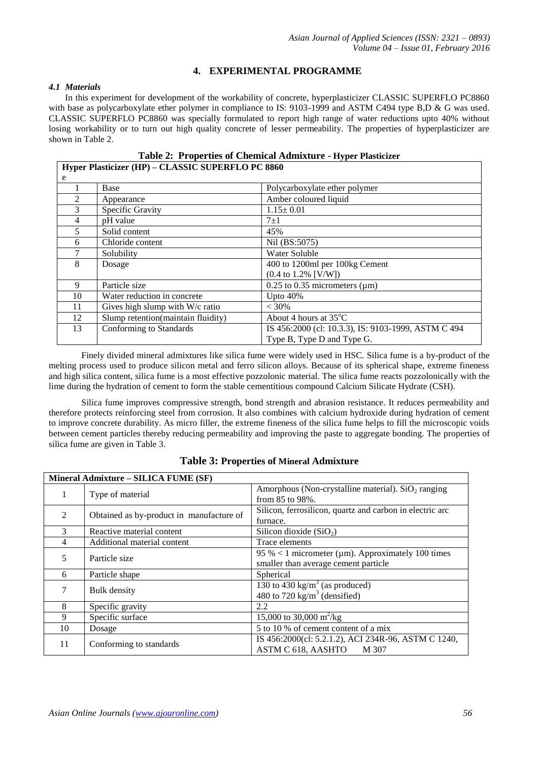## 4. EXPERIMENTAL PROGRAMME

### *4.1 Materials*

In this experiment for development of the workability of concrete, hyperplasticizer CLASSIC SUPERFLO PC8860 with base as polycarboxylate ether polymer in compliance to IS: 9103-1999 and ASTM C494 type B,D & G was used. CLASSIC SUPERFLO PC8860 was specially formulated to report high range of water reductions upto 40% without losing workability or to turn out high quality concrete of lesser permeability. The properties of hyperplasticizer are shown in Table 2.

**Table 2: Properties of Chemical Admixture - Hyper Plasticizer**

| Hyper Plasticizer (HP) – CLASSIC SUPERFLO PC 8860 e | | |
|---|---|---|
| 1 | Base | Polycarboxylate ether polymer |
| 2 | Appearance | Amber coloured liquid |
| 3 | Specific Gravity | 1.15± 0.01 |
| 4 | pH value | 7±1 |
| 5 | Solid content | 45% |
| 6 | Chloride content | Nil (BS:5075) |
| 7 | Solubility | Water Soluble |
| 8 | Dosage | 400 to 1200ml per 100kg Cement (0.4 to 1.2% [V/W]) |
| 9 | Particle size | 0.25 to 0.35 micrometers (µm) |
| 10 | Water reduction in concrete | Upto 40% |
| 11 | Gives high slump with W/c ratio | < 30% |
| 12 | Slump retention(maintain fluidity) | About 4 hours at 35°C |
| 13 | Conforming to Standards | IS 456:2000 (cl: 10.3.3), IS: 9103-1999, ASTM C 494 Type B, Type D and Type G. |

Finely divided mineral admixtures like silica fume were widely used in HSC. Silica fume is a by-product of the melting process used to produce silicon metal and ferro silicon alloys. Because of its spherical shape, extreme fineness and high silica content, silica fume is a most effective pozzolonic material. The silica fume reacts pozzolonically with the lime during the hydration of cement to form the stable cementitious compound Calcium Silicate Hydrate (CSH).

Silica fume improves compressive strength, bond strength and abrasion resistance. It reduces permeability and therefore protects reinforcing steel from corrosion. It also combines with calcium hydroxide during hydration of cement to improve concrete durability. As micro filler, the extreme fineness of the silica fume helps to fill the microscopic voids between cement particles thereby reducing permeability and improving the paste to aggregate bonding. The properties of silica fume are given in Table 3.

**Table 3: Properties of Mineral Admixture**

| Mineral Admixture – SILICA FUME (SF) | | |
|---|---|---|
| 1 | Type of material | Amorphous (Non-crystalline material). $SiO_2$ ranging from 85 to 98%. |
| 2 | Obtained as by-product in manufacture of | Silicon, ferrosilicon, quartz and carbon in electric arc furnace. |
| 3 | Reactive material content | Silicon dioxide ($SiO_2$) |
| 4 | Additional material content | Trace elements |
| 5 | Particle size | 95 % < 1 micrometer (µm). Approximately 100 times smaller than average cement particle |
| 6 | Particle shape | Spherical |
| 7 | Bulk density | 130 to 430 $kg/m^3$ (as produced) 480 to 720 $kg/m^3$ (densified) |
| 8 | Specific gravity | 2.2 |
| 9 | Specific surface | 15,000 to 30,000 $m^2/kg$ |
| 10 | Dosage | 5 to 10 % of cement content of a mix |
| 11 | Conforming to standards | IS 456:2000(cl: 5.2.1.2), ACI 234R-96, ASTM C 1240, ASTM C 618, AASHTO M 307 |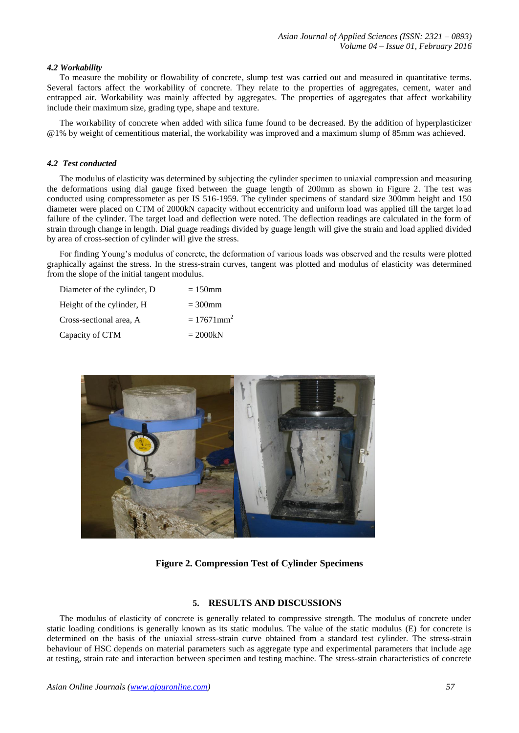### 4.2 Workability

To measure the mobility or flowability of concrete, slump test was carried out and measured in quantitative terms. Several factors affect the workability of concrete. They relate to the properties of aggregates, cement, water and entrapped air. Workability was mainly affected by aggregates. The properties of aggregates that affect workability include their maximum size, grading type, shape and texture.

The workability of concrete when added with silica fume found to be decreased. By the addition of hyperplasticizer @1% by weight of cementitious material, the workability was improved and a maximum slump of 85mm was achieved.

### 4.2 Test conducted

The modulus of elasticity was determined by subjecting the cylinder specimen to uniaxial compression and measuring the deformations using dial gauge fixed between the guage length of 200mm as shown in Figure 2. The test was conducted using compressometer as per IS 516-1959. The cylinder specimens of standard size 300mm height and 150 diameter were placed on CTM of 2000kN capacity without eccentricity and uniform load was applied till the target load failure of the cylinder. The target load and deflection were noted. The deflection readings are calculated in the form of strain through change in length. Dial guage readings divided by guage length will give the strain and load applied divided by area of cross-section of cylinder will give the stress.

For finding Young's modulus of concrete, the deformation of various loads was observed and the results were plotted graphically against the stress. In the stress-strain curves, tangent was plotted and modulus of elasticity was determined from the slope of the initial tangent modulus.

| | |
|---|---|
| Diameter of the cylinder, D | = 150mm |
| Height of the cylinder, H | = 300mm |
| Cross-sectional area, A | = 17671mm$^2$ |
| Capacity of CTM | = 2000kN |

**Figure 2. Compression Test of Cylinder Specimens**

## 5. RESULTS AND DISCUSSIONS

The modulus of elasticity of concrete is generally related to compressive strength. The modulus of concrete under static loading conditions is generally known as its static modulus. The value of the static modulus (E) for concrete is determined on the basis of the uniaxial stress-strain curve obtained from a standard test cylinder. The stress-strain behaviour of HSC depends on material parameters such as aggregate type and experimental parameters that include age at testing, strain rate and interaction between specimen and testing machine. The stress-strain characteristics of concrete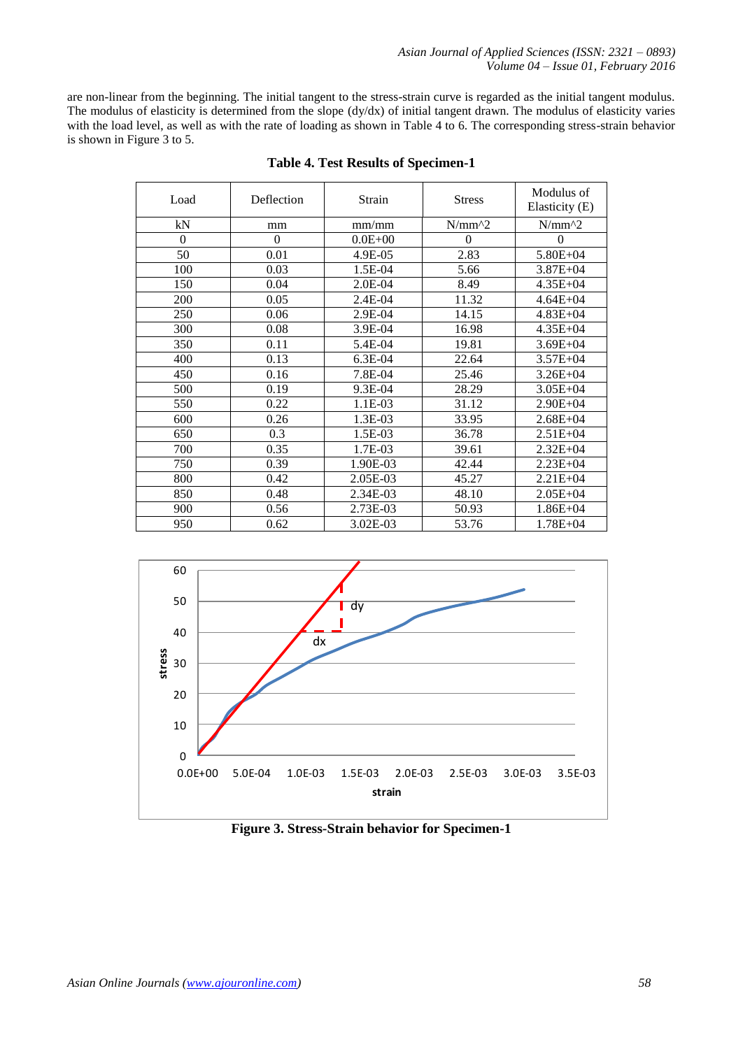are non-linear from the beginning. The initial tangent to the stress-strain curve is regarded as the initial tangent modulus. The modulus of elasticity is determined from the slope (dy/dx) of initial tangent drawn. The modulus of elasticity varies with the load level, as well as with the rate of loading as shown in Table 4 to 6. The corresponding stress-strain behavior is shown in Figure 3 to 5.

**Table 4. Test Results of Specimen-1**

| Load | Deflection | Strain | Stress | Modulus of Elasticity (E) |
|---|---|---|---|---|
| kN | mm | mm/mm | N/mm^2 | N/mm^2 |
| 0 | 0 | 0.0E+00 | 0 | 0 |
| 50 | 0.01 | 4.9E-05 | 2.83 | 5.80E+04 |
| 100 | 0.03 | 1.5E-04 | 5.66 | 3.87E+04 |
| 150 | 0.04 | 2.0E-04 | 8.49 | 4.35E+04 |
| 200 | 0.05 | 2.4E-04 | 11.32 | 4.64E+04 |
| 250 | 0.06 | 2.9E-04 | 14.15 | 4.83E+04 |
| 300 | 0.08 | 3.9E-04 | 16.98 | 4.35E+04 |
| 350 | 0.11 | 5.4E-04 | 19.81 | 3.69E+04 |
| 400 | 0.13 | 6.3E-04 | 22.64 | 3.57E+04 |
| 450 | 0.16 | 7.8E-04 | 25.46 | 3.26E+04 |
| 500 | 0.19 | 9.3E-04 | 28.29 | 3.05E+04 |
| 550 | 0.22 | 1.1E-03 | 31.12 | 2.90E+04 |
| 600 | 0.26 | 1.3E-03 | 33.95 | 2.68E+04 |
| 650 | 0.3 | 1.5E-03 | 36.78 | 2.51E+04 |
| 700 | 0.35 | 1.7E-03 | 39.61 | 2.32E+04 |
| 750 | 0.39 | 1.90E-03 | 42.44 | 2.23E+04 |
| 800 | 0.42 | 2.05E-03 | 45.27 | 2.21E+04 |
| 850 | 0.48 | 2.34E-03 | 48.10 | 2.05E+04 |
| 900 | 0.56 | 2.73E-03 | 50.93 | 1.86E+04 |
| 950 | 0.62 | 3.02E-03 | 53.76 | 1.78E+04 |

**Figure 3. Stress-Strain behavior for Specimen-1**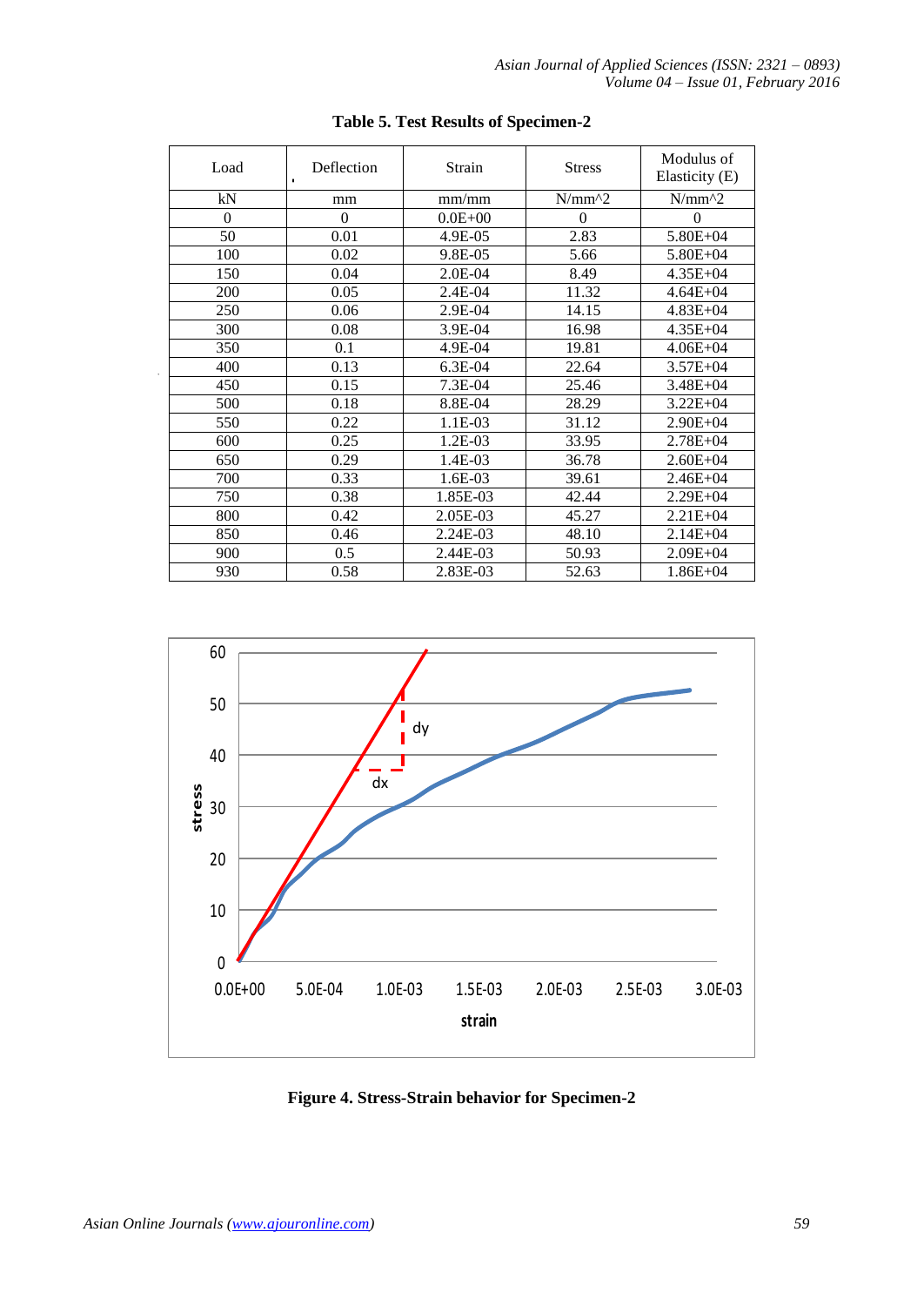**Table 5. Test Results of Specimen-2**

| Load | Deflection | Strain | Stress | Modulus of Elasticity (E) |
|---|---|---|---|---|
| kN | mm | mm/mm | N/mm^2 | N/mm^2 |
| 0 | 0 | 0.0E+00 | 0 | 0 |
| 50 | 0.01 | 4.9E-05 | 2.83 | 5.80E+04 |
| 100 | 0.02 | 9.8E-05 | 5.66 | 5.80E+04 |
| 150 | 0.04 | 2.0E-04 | 8.49 | 4.35E+04 |
| 200 | 0.05 | 2.4E-04 | 11.32 | 4.64E+04 |
| 250 | 0.06 | 2.9E-04 | 14.15 | 4.83E+04 |
| 300 | 0.08 | 3.9E-04 | 16.98 | 4.35E+04 |
| 350 | 0.1 | 4.9E-04 | 19.81 | 4.06E+04 |
| 400 | 0.13 | 6.3E-04 | 22.64 | 3.57E+04 |
| 450 | 0.15 | 7.3E-04 | 25.46 | 3.48E+04 |
| 500 | 0.18 | 8.8E-04 | 28.29 | 3.22E+04 |
| 550 | 0.22 | 1.1E-03 | 31.12 | 2.90E+04 |
| 600 | 0.25 | 1.2E-03 | 33.95 | 2.78E+04 |
| 650 | 0.29 | 1.4E-03 | 36.78 | 2.60E+04 |
| 700 | 0.33 | 1.6E-03 | 39.61 | 2.46E+04 |
| 750 | 0.38 | 1.85E-03 | 42.44 | 2.29E+04 |
| 800 | 0.42 | 2.05E-03 | 45.27 | 2.21E+04 |
| 850 | 0.46 | 2.24E-03 | 48.10 | 2.14E+04 |
| 900 | 0.5 | 2.44E-03 | 50.93 | 2.09E+04 |
| 930 | 0.58 | 2.83E-03 | 52.63 | 1.86E+04 |

**Figure 4. Stress-Strain behavior for Specimen-2**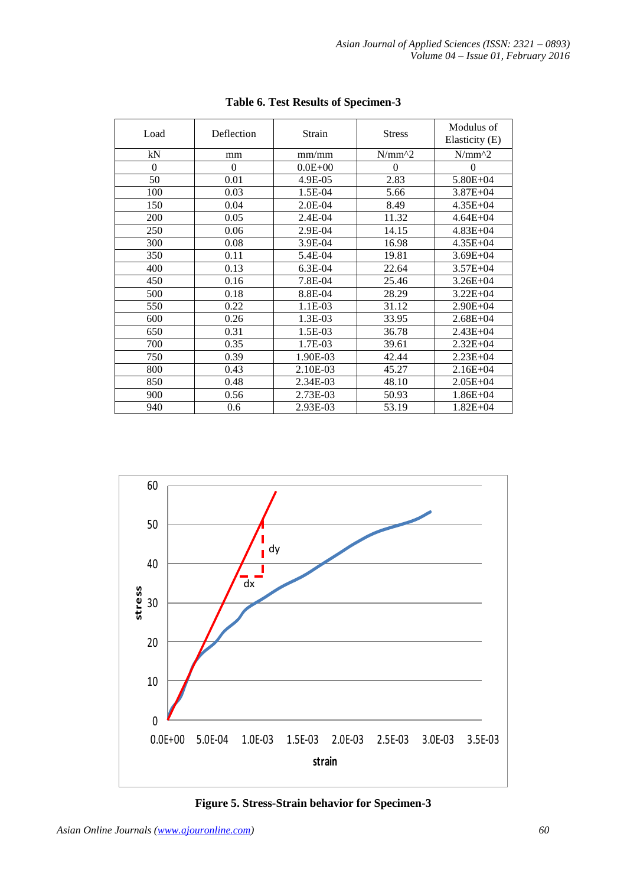**Table 6. Test Results of Specimen-3**

| Load | Deflection | Strain | Stress | Modulus of Elasticity (E) |
|---|---|---|---|---|
| kN | mm | mm/mm | N/mm^2 | N/mm^2 |
| 0 | 0 | 0.0E+00 | 0 | 0 |
| 50 | 0.01 | 4.9E-05 | 2.83 | 5.80E+04 |
| 100 | 0.03 | 1.5E-04 | 5.66 | 3.87E+04 |
| 150 | 0.04 | 2.0E-04 | 8.49 | 4.35E+04 |
| 200 | 0.05 | 2.4E-04 | 11.32 | 4.64E+04 |
| 250 | 0.06 | 2.9E-04 | 14.15 | 4.83E+04 |
| 300 | 0.08 | 3.9E-04 | 16.98 | 4.35E+04 |
| 350 | 0.11 | 5.4E-04 | 19.81 | 3.69E+04 |
| 400 | 0.13 | 6.3E-04 | 22.64 | 3.57E+04 |
| 450 | 0.16 | 7.8E-04 | 25.46 | 3.26E+04 |
| 500 | 0.18 | 8.8E-04 | 28.29 | 3.22E+04 |
| 550 | 0.22 | 1.1E-03 | 31.12 | 2.90E+04 |
| 600 | 0.26 | 1.3E-03 | 33.95 | 2.68E+04 |
| 650 | 0.31 | 1.5E-03 | 36.78 | 2.43E+04 |
| 700 | 0.35 | 1.7E-03 | 39.61 | 2.32E+04 |
| 750 | 0.39 | 1.90E-03 | 42.44 | 2.23E+04 |
| 800 | 0.43 | 2.10E-03 | 45.27 | 2.16E+04 |
| 850 | 0.48 | 2.34E-03 | 48.10 | 2.05E+04 |
| 900 | 0.56 | 2.73E-03 | 50.93 | 1.86E+04 |
| 940 | 0.6 | 2.93E-03 | 53.19 | 1.82E+04 |

**Figure 5. Stress-Strain behavior for Specimen-3**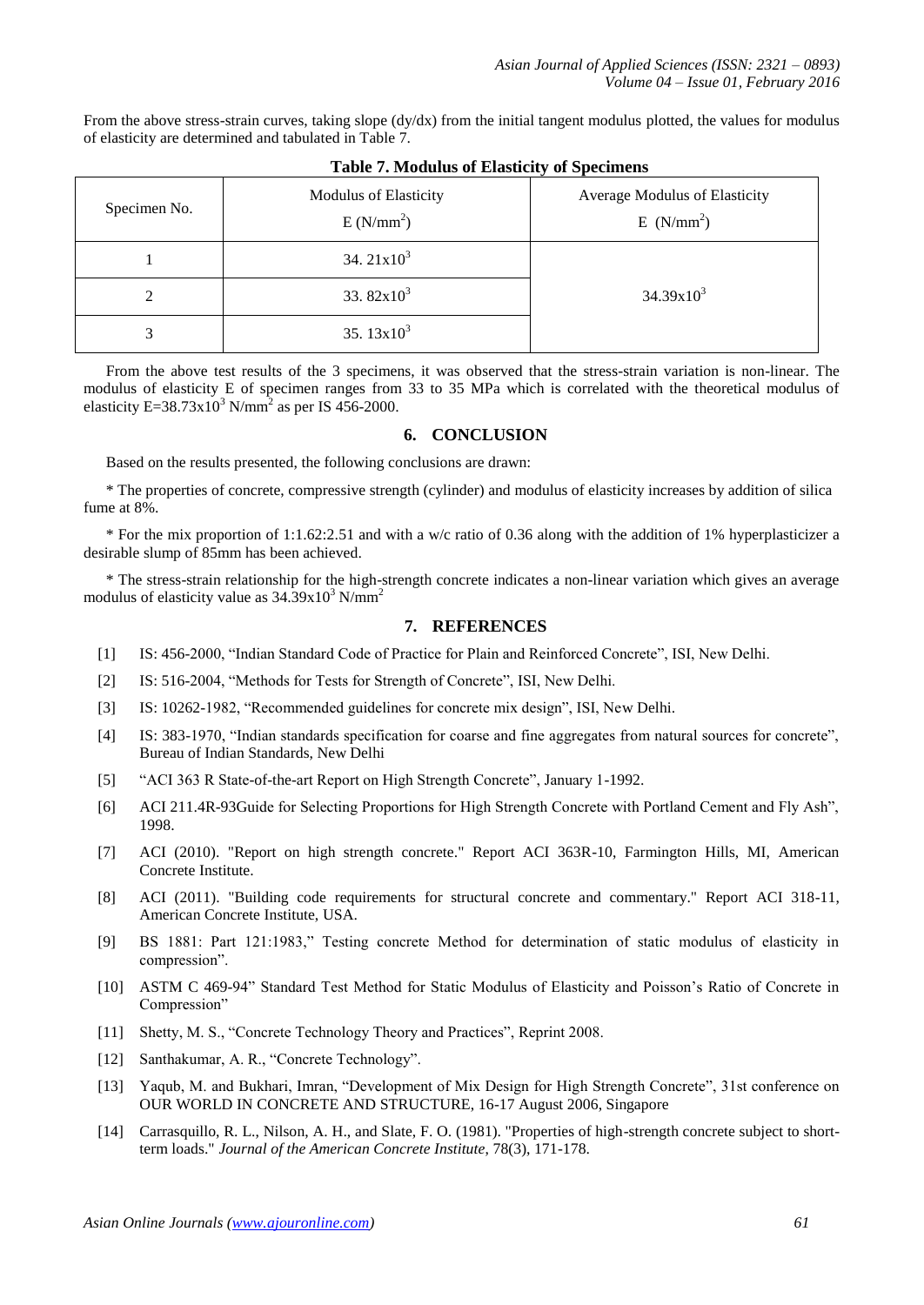From the above stress-strain curves, taking slope (dy/dx) from the initial tangent modulus plotted, the values for modulus of elasticity are determined and tabulated in Table 7.

**Table 7. Modulus of Elasticity of Specimens**

| Specimen No. | Modulus of Elasticity E ($N/mm^2$) | Average Modulus of Elasticity E ($N/mm^2$) |
|---|---|---|
| 1 | $34.21 \times 10^3$ | $34.39 \times 10^3$ |
| 2 | $33.82 \times 10^3$ | |
| 3 | $35.13 \times 10^3$ | |

From the above test results of the 3 specimens, it was observed that the stress-strain variation is non-linear. The modulus of elasticity E of specimen ranges from 33 to 35 MPa which is correlated with the theoretical modulus of elasticity $E = 38.73 \times 10^3$ $N/mm^2$ as per IS 456-2000.

## 6. CONCLUSION

Based on the results presented, the following conclusions are drawn:

* The properties of concrete, compressive strength (cylinder) and modulus of elasticity increases by addition of silica fume at 8%.

* For the mix proportion of 1:1.62:2.51 and with a w/c ratio of 0.36 along with the addition of 1% hyperplasticizer a desirable slump of 85mm has been achieved.

* The stress-strain relationship for the high-strength concrete indicates a non-linear variation which gives an average modulus of elasticity value as $34.39 \times 10^3$ $N/mm^2$

## 7. REFERENCES

[1] IS: 456-2000, "Indian Standard Code of Practice for Plain and Reinforced Concrete", ISI, New Delhi.

[2] IS: 516-2004, "Methods for Tests for Strength of Concrete", ISI, New Delhi.

[3] IS: 10262-1982, "Recommended guidelines for concrete mix design", ISI, New Delhi.

[4] IS: 383-1970, "Indian standards specification for coarse and fine aggregates from natural sources for concrete", Bureau of Indian Standards, New Delhi

[5] "ACI 363 R State-of-the-art Report on High Strength Concrete", January 1-1992.

[6] ACI 211.4R-93Guide for Selecting Proportions for High Strength Concrete with Portland Cement and Fly Ash", 1998.

[7] ACI (2010). "Report on high strength concrete." Report ACI 363R-10, Farmington Hills, MI, American Concrete Institute.

[8] ACI (2011). "Building code requirements for structural concrete and commentary." Report ACI 318-11, American Concrete Institute, USA.

[9] BS 1881: Part 121:1983," Testing concrete Method for determination of static modulus of elasticity in compression".

[10] ASTM C 469-94" Standard Test Method for Static Modulus of Elasticity and Poisson's Ratio of Concrete in Compression"

[11] Shetty, M. S., "Concrete Technology Theory and Practices", Reprint 2008.

[12] Santhakumar, A. R., "Concrete Technology".

[13] Yaqub, M. and Bukhari, Imran, "Development of Mix Design for High Strength Concrete", 31st conference on OUR WORLD IN CONCRETE AND STRUCTURE, 16-17 August 2006, Singapore

[14] Carrasquillo, R. L., Nilson, A. H., and Slate, F. O. (1981). "Properties of high-strength concrete subject to short-term loads." *Journal of the American Concrete Institute*, 78(3), 171-178.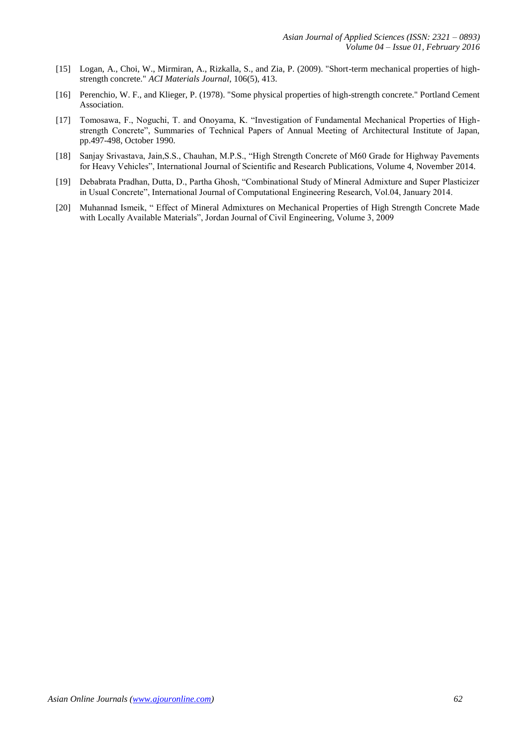[15] Logan, A., Choi, W., Mirmiran, A., Rizkalla, S., and Zia, P. (2009). "Short-term mechanical properties of high-strength concrete." *ACI Materials Journal*, 106(5), 413.

[16] Perenchio, W. F., and Klieger, P. (1978). "Some physical properties of high-strength concrete." Portland Cement Association.

[17] Tomosawa, F., Noguchi, T. and Onoyama, K. "Investigation of Fundamental Mechanical Properties of High-strength Concrete", Summaries of Technical Papers of Annual Meeting of Architectural Institute of Japan, pp.497-498, October 1990.

[18] Sanjay Srivastava, Jain,S.S., Chauhan, M.P.S., "High Strength Concrete of M60 Grade for Highway Pavements for Heavy Vehicles", International Journal of Scientific and Research Publications, Volume 4, November 2014.

[19] Debabrata Pradhan, Dutta, D., Partha Ghosh, "Combinational Study of Mineral Admixture and Super Plasticizer in Usual Concrete", International Journal of Computational Engineering Research, Vol.04, January 2014.

[20] Muhannad Ismeik, " Effect of Mineral Admixtures on Mechanical Properties of High Strength Concrete Made with Locally Available Materials", Jordan Journal of Civil Engineering, Volume 3, 2009